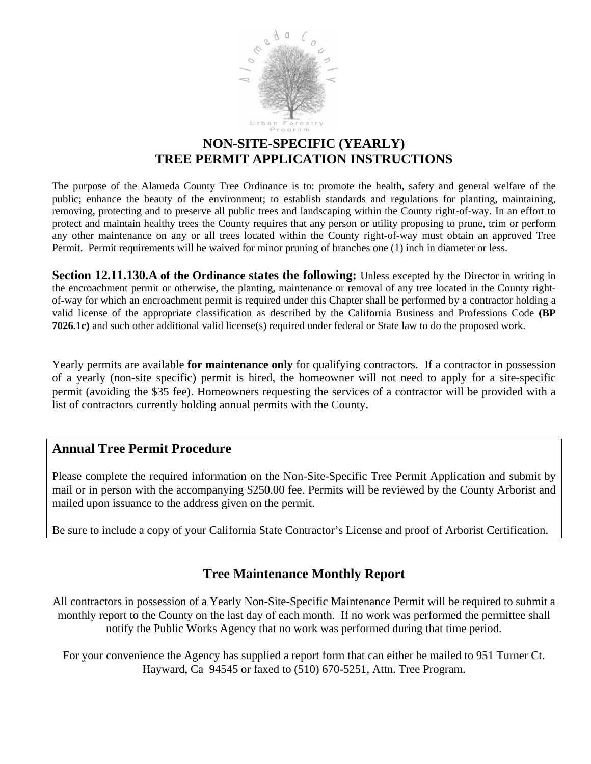# NON-SITE-SPECIFIC (YEARLY) TREE PERMIT APPLICATION INSTRUCTIONS

The purpose of the Alameda County Tree Ordinance is to: promote the health, safety and general welfare of the public; enhance the beauty of the environment; to establish standards and regulations for planting, maintaining, removing, protecting and to preserve all public trees and landscaping within the County right-of-way. In an effort to protect and maintain healthy trees the County requires that any person or utility proposing to prune, trim or perform any other maintenance on any or all trees located within the County right-of-way must obtain an approved Tree Permit. Permit requirements will be waived for minor pruning of branches one (1) inch in diameter or less.

**Section 12.11.130.A of the Ordinance states the following:** Unless excepted by the Director in writing in the encroachment permit or otherwise, the planting, maintenance or removal of any tree located in the County right-of-way for which an encroachment permit is required under this Chapter shall be performed by a contractor holding a valid license of the appropriate classification as described by the California Business and Professions Code **(BP 7026.1c)** and such other additional valid license(s) required under federal or State law to do the proposed work.

Yearly permits are available **for maintenance only** for qualifying contractors. If a contractor in possession of a yearly (non-site specific) permit is hired, the homeowner will not need to apply for a site-specific permit (avoiding the $35 fee). Homeowners requesting the services of a contractor will be provided with a list of contractors currently holding annual permits with the County.

## Annual Tree Permit Procedure

Please complete the required information on the Non-Site-Specific Tree Permit Application and submit by mail or in person with the accompanying $250.00 fee. Permits will be reviewed by the County Arborist and mailed upon issuance to the address given on the permit.

Be sure to include a copy of your California State Contractor's License and proof of Arborist Certification.

## Tree Maintenance Monthly Report

All contractors in possession of a Yearly Non-Site-Specific Maintenance Permit will be required to submit a monthly report to the County on the last day of each month. If no work was performed the permittee shall notify the Public Works Agency that no work was performed during that time period.

For your convenience the Agency has supplied a report form that can either be mailed to 951 Turner Ct. Hayward, Ca 94545 or faxed to (510) 670-5251, Attn. Tree Program.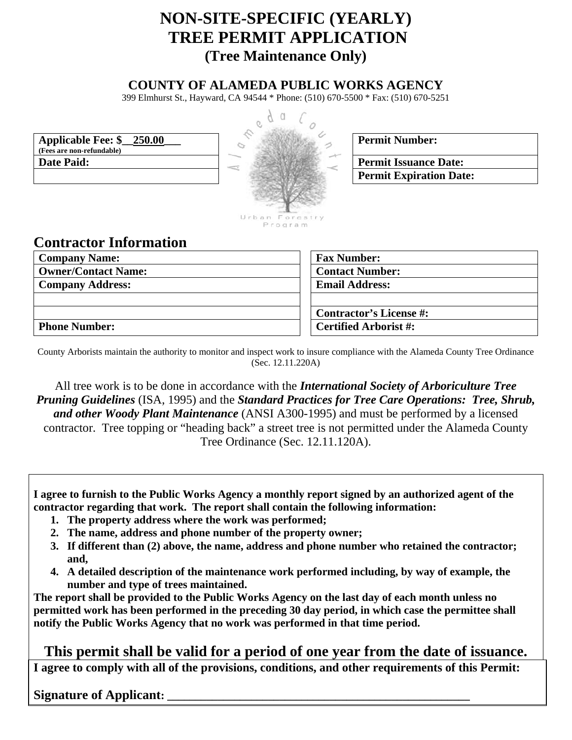# NON-SITE-SPECIFIC (YEARLY) TREE PERMIT APPLICATION

## (Tree Maintenance Only)

### COUNTY OF ALAMEDA PUBLIC WORKS AGENCY

399 Elmhurst St., Hayward, CA 94544 * Phone: (510) 670-5500 * Fax: (510) 670-5251

| **Applicable Fee: $__250.00___** (Fees are non-refundable) |
|---|
| **Date Paid:** |
| |

Alameda County Urban Forestry Program

| **Permit Number:** |
|---|
| **Permit Issuance Date:** |
| **Permit Expiration Date:** |

## Contractor Information

| **Company Name:** | **Fax Number:** |
|---|---|
| **Owner/Contact Name:** | **Contact Number:** |
| **Company Address:** | **Email Address:** |
| | |
| | **Contractor's License #:** |
| **Phone Number:** | **Certified Arborist #:** |

County Arborists maintain the authority to monitor and inspect work to insure compliance with the Alameda County Tree Ordinance (Sec. 12.11.220A)

All tree work is to be done in accordance with the ***International Society of Arboriculture Tree Pruning Guidelines*** (ISA, 1995) and the ***Standard Practices for Tree Care Operations: Tree, Shrub, and other Woody Plant Maintenance*** (ANSI A300-1995) and must be performed by a licensed contractor. Tree topping or "heading back" a street tree is not permitted under the Alameda County Tree Ordinance (Sec. 12.11.120A).

**I agree to furnish to the Public Works Agency a monthly report signed by an authorized agent of the contractor regarding that work. The report shall contain the following information:**

1. **The property address where the work was performed;**
2. **The name, address and phone number of the property owner;**
3. **If different than (2) above, the name, address and phone number who retained the contractor; and,**
4. **A detailed description of the maintenance work performed including, by way of example, the number and type of trees maintained.**

**The report shall be provided to the Public Works Agency on the last day of each month unless no permitted work has been performed in the preceding 30 day period, in which case the permittee shall notify the Public Works Agency that no work was performed in that time period.**

## This permit shall be valid for a period of one year from the date of issuance.

**I agree to comply with all of the provisions, conditions, and other requirements of this Permit:**

**Signature of Applicant:** _______________________________________________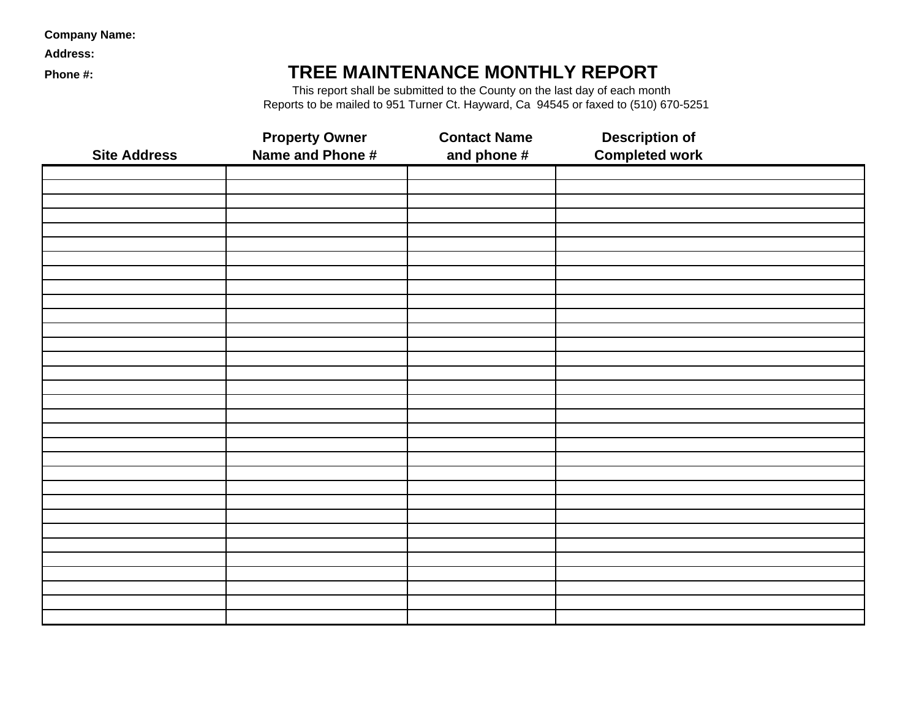**Company Name:**

**Address:**

**Phone #:**

# TREE MAINTENANCE MONTHLY REPORT

This report shall be submitted to the County on the last day of each month

Reports to be mailed to 951 Turner Ct. Hayward, Ca 94545 or faxed to (510) 670-5251

| Site Address | Property Owner Name and Phone # | Contact Name and phone # | Description of Completed work |
|---|---|---|---|
| | | | |
| | | | |
| | | | |
| | | | |
| | | | |
| | | | |
| | | | |
| | | | |
| | | | |
| | | | |
| | | | |
| | | | |
| | | | |
| | | | |
| | | | |
| | | | |
| | | | |
| | | | |
| | | | |
| | | | |
| | | | |
| | | | |
| | | | |
| | | | |
| | | | |
| | | | |
| | | | |
| | | | |
| | | | |
| | | | |
| | | | |
| | | | |